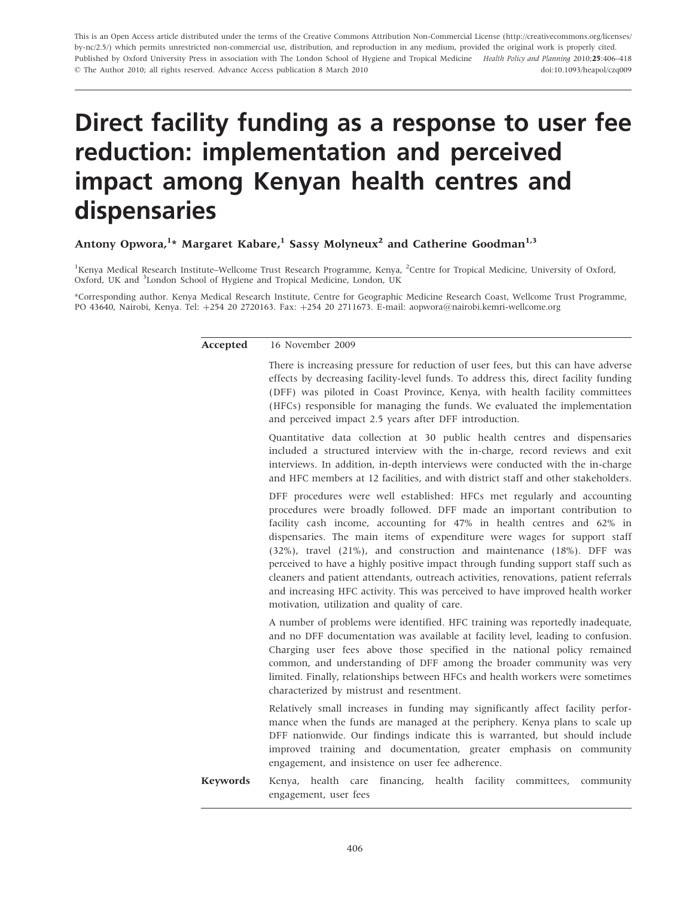This is an Open Access article distributed under the terms of the Creative Commons Attribution Non-Commercial License (http://creativecommons.org/licenses/by-nc/2.5/) which permits unrestricted non-commercial use, distribution, and reproduction in any medium, provided the original work is properly cited.
Published by Oxford University Press in association with The London School of Hygiene and Tropical Medicine *Health Policy and Planning* 2010;**25**:406–418
© The Author 2010; all rights reserved. Advance Access publication 8 March 2010 doi:10.1093/heapol/czq009

# Direct facility funding as a response to user fee reduction: implementation and perceived impact among Kenyan health centres and dispensaries

**Antony Opwora,[1]* Margaret Kabare,[1] Sassy Molyneux[2] and Catherine Goodman[1,3]**

[1]Kenya Medical Research Institute–Wellcome Trust Research Programme, Kenya, [2]Centre for Tropical Medicine, University of Oxford, Oxford, UK and [3]London School of Hygiene and Tropical Medicine, London, UK

*Corresponding author. Kenya Medical Research Institute, Centre for Geographic Medicine Research Coast, Wellcome Trust Programme, PO 43640, Nairobi, Kenya. Tel: +254 20 2720163. Fax: +254 20 2711673. E-mail: aopwora@nairobi.kemri-wellcome.org

**Accepted** 16 November 2009

There is increasing pressure for reduction of user fees, but this can have adverse effects by decreasing facility-level funds. To address this, direct facility funding (DFF) was piloted in Coast Province, Kenya, with health facility committees (HFCs) responsible for managing the funds. We evaluated the implementation and perceived impact 2.5 years after DFF introduction.

Quantitative data collection at 30 public health centres and dispensaries included a structured interview with the in-charge, record reviews and exit interviews. In addition, in-depth interviews were conducted with the in-charge and HFC members at 12 facilities, and with district staff and other stakeholders.

DFF procedures were well established: HFCs met regularly and accounting procedures were broadly followed. DFF made an important contribution to facility cash income, accounting for 47% in health centres and 62% in dispensaries. The main items of expenditure were wages for support staff (32%), travel (21%), and construction and maintenance (18%). DFF was perceived to have a highly positive impact through funding support staff such as cleaners and patient attendants, outreach activities, renovations, patient referrals and increasing HFC activity. This was perceived to have improved health worker motivation, utilization and quality of care.

A number of problems were identified. HFC training was reportedly inadequate, and no DFF documentation was available at facility level, leading to confusion. Charging user fees above those specified in the national policy remained common, and understanding of DFF among the broader community was very limited. Finally, relationships between HFCs and health workers were sometimes characterized by mistrust and resentment.

Relatively small increases in funding may significantly affect facility performance when the funds are managed at the periphery. Kenya plans to scale up DFF nationwide. Our findings indicate this is warranted, but should include improved training and documentation, greater emphasis on community engagement, and insistence on user fee adherence.

**Keywords** Kenya, health care financing, health facility committees, community engagement, user fees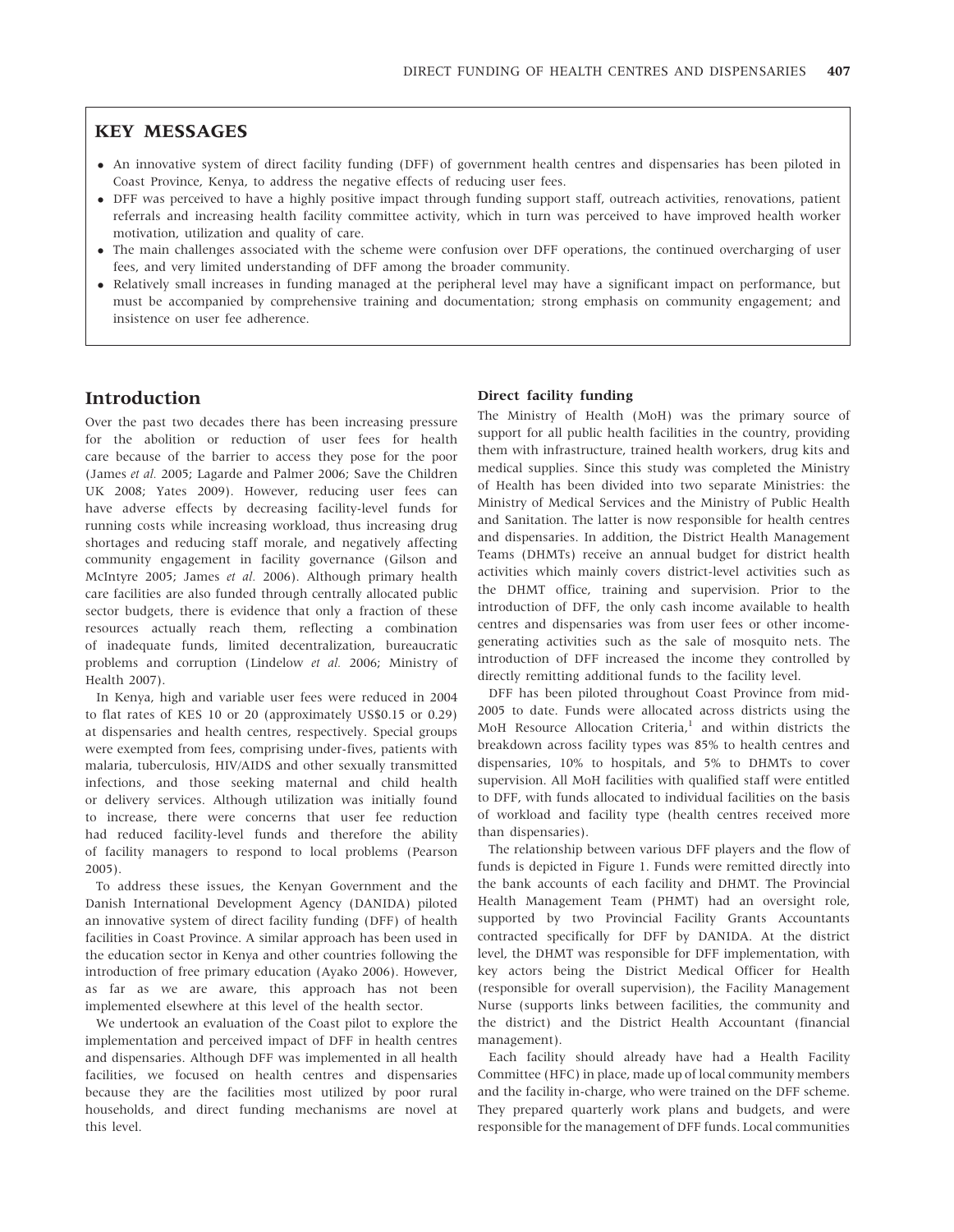## KEY MESSAGES

- An innovative system of direct facility funding (DFF) of government health centres and dispensaries has been piloted in Coast Province, Kenya, to address the negative effects of reducing user fees.
- DFF was perceived to have a highly positive impact through funding support staff, outreach activities, renovations, patient referrals and increasing health facility committee activity, which in turn was perceived to have improved health worker motivation, utilization and quality of care.
- The main challenges associated with the scheme were confusion over DFF operations, the continued overcharging of user fees, and very limited understanding of DFF among the broader community.
- Relatively small increases in funding managed at the peripheral level may have a significant impact on performance, but must be accompanied by comprehensive training and documentation; strong emphasis on community engagement; and insistence on user fee adherence.

## Introduction

Over the past two decades there has been increasing pressure for the abolition or reduction of user fees for health care because of the barrier to access they pose for the poor (James *et al.* 2005; Lagarde and Palmer 2006; Save the Children UK 2008; Yates 2009). However, reducing user fees can have adverse effects by decreasing facility-level funds for running costs while increasing workload, thus increasing drug shortages and reducing staff morale, and negatively affecting community engagement in facility governance (Gilson and McIntyre 2005; James *et al.* 2006). Although primary health care facilities are also funded through centrally allocated public sector budgets, there is evidence that only a fraction of these resources actually reach them, reflecting a combination of inadequate funds, limited decentralization, bureaucratic problems and corruption (Lindelow *et al.* 2006; Ministry of Health 2007).

In Kenya, high and variable user fees were reduced in 2004 to flat rates of KES 10 or 20 (approximately US$0.15 or 0.29) at dispensaries and health centres, respectively. Special groups were exempted from fees, comprising under-fives, patients with malaria, tuberculosis, HIV/AIDS and other sexually transmitted infections, and those seeking maternal and child health or delivery services. Although utilization was initially found to increase, there were concerns that user fee reduction had reduced facility-level funds and therefore the ability of facility managers to respond to local problems (Pearson 2005).

To address these issues, the Kenyan Government and the Danish International Development Agency (DANIDA) piloted an innovative system of direct facility funding (DFF) of health facilities in Coast Province. A similar approach has been used in the education sector in Kenya and other countries following the introduction of free primary education (Ayako 2006). However, as far as we are aware, this approach has not been implemented elsewhere at this level of the health sector.

We undertook an evaluation of the Coast pilot to explore the implementation and perceived impact of DFF in health centres and dispensaries. Although DFF was implemented in all health facilities, we focused on health centres and dispensaries because they are the facilities most utilized by poor rural households, and direct funding mechanisms are novel at this level.

### Direct facility funding

The Ministry of Health (MoH) was the primary source of support for all public health facilities in the country, providing them with infrastructure, trained health workers, drug kits and medical supplies. Since this study was completed the Ministry of Health has been divided into two separate Ministries: the Ministry of Medical Services and the Ministry of Public Health and Sanitation. The latter is now responsible for health centres and dispensaries. In addition, the District Health Management Teams (DHMTs) receive an annual budget for district health activities which mainly covers district-level activities such as the DHMT office, training and supervision. Prior to the introduction of DFF, the only cash income available to health centres and dispensaries was from user fees or other income-generating activities such as the sale of mosquito nets. The introduction of DFF increased the income they controlled by directly remitting additional funds to the facility level.

DFF has been piloted throughout Coast Province from mid-2005 to date. Funds were allocated across districts using the MoH Resource Allocation Criteria,[1] and within districts the breakdown across facility types was 85% to health centres and dispensaries, 10% to hospitals, and 5% to DHMTs to cover supervision. All MoH facilities with qualified staff were entitled to DFF, with funds allocated to individual facilities on the basis of workload and facility type (health centres received more than dispensaries).

The relationship between various DFF players and the flow of funds is depicted in Figure 1. Funds were remitted directly into the bank accounts of each facility and DHMT. The Provincial Health Management Team (PHMT) had an oversight role, supported by two Provincial Facility Grants Accountants contracted specifically for DFF by DANIDA. At the district level, the DHMT was responsible for DFF implementation, with key actors being the District Medical Officer for Health (responsible for overall supervision), the Facility Management Nurse (supports links between facilities, the community and the district) and the District Health Accountant (financial management).

Each facility should already have had a Health Facility Committee (HFC) in place, made up of local community members and the facility in-charge, who were trained on the DFF scheme. They prepared quarterly work plans and budgets, and were responsible for the management of DFF funds. Local communities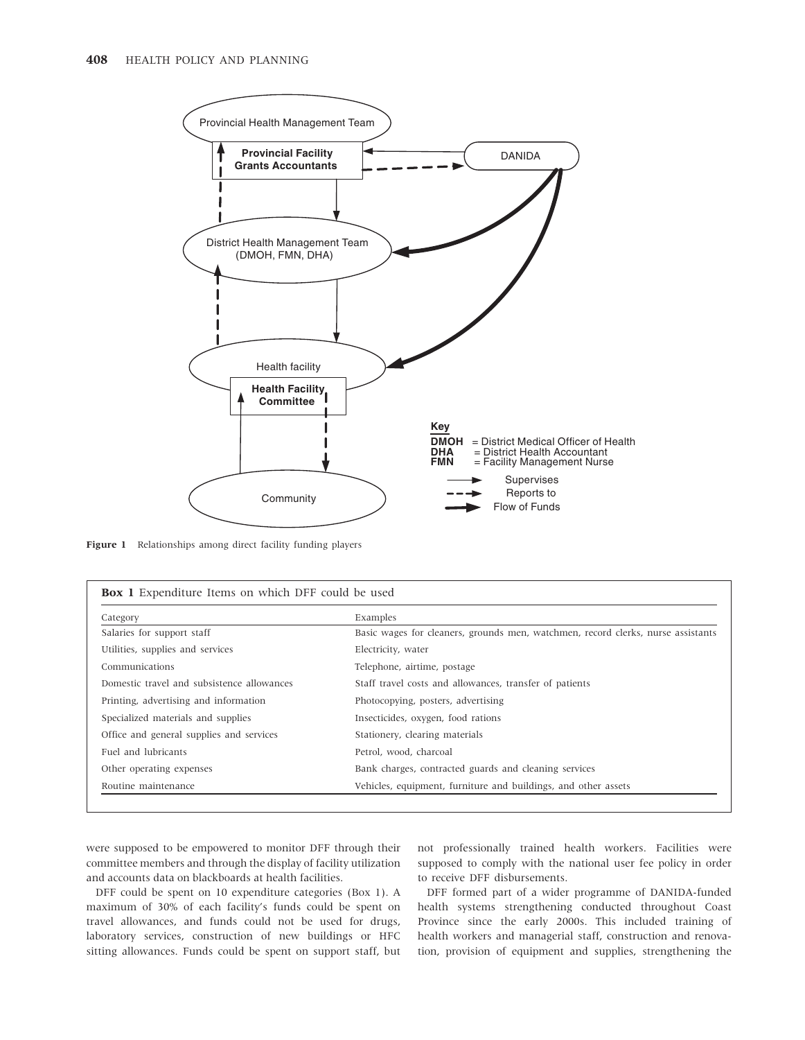Figure 1 Relationships among direct facility funding players

**Box 1** Expenditure Items on which DFF could be used

| Category | Examples |
| --- | --- |
| Salaries for support staff | Basic wages for cleaners, grounds men, watchmen, record clerks, nurse assistants |
| Utilities, supplies and services | Electricity, water |
| Communications | Telephone, airtime, postage |
| Domestic travel and subsistence allowances | Staff travel costs and allowances, transfer of patients |
| Printing, advertising and information | Photocopying, posters, advertising |
| Specialized materials and supplies | Insecticides, oxygen, food rations |
| Office and general supplies and services | Stationery, clearing materials |
| Fuel and lubricants | Petrol, wood, charcoal |
| Other operating expenses | Bank charges, contracted guards and cleaning services |
| Routine maintenance | Vehicles, equipment, furniture and buildings, and other assets |

were supposed to be empowered to monitor DFF through their committee members and through the display of facility utilization and accounts data on blackboards at health facilities.

DFF could be spent on 10 expenditure categories (Box 1). A maximum of 30% of each facility's funds could be spent on travel allowances, and funds could not be used for drugs, laboratory services, construction of new buildings or HFC sitting allowances. Funds could be spent on support staff, but not professionally trained health workers. Facilities were supposed to comply with the national user fee policy in order to receive DFF disbursements.

DFF formed part of a wider programme of DANIDA-funded health systems strengthening conducted throughout Coast Province since the early 2000s. This included training of health workers and managerial staff, construction and renovation, provision of equipment and supplies, strengthening the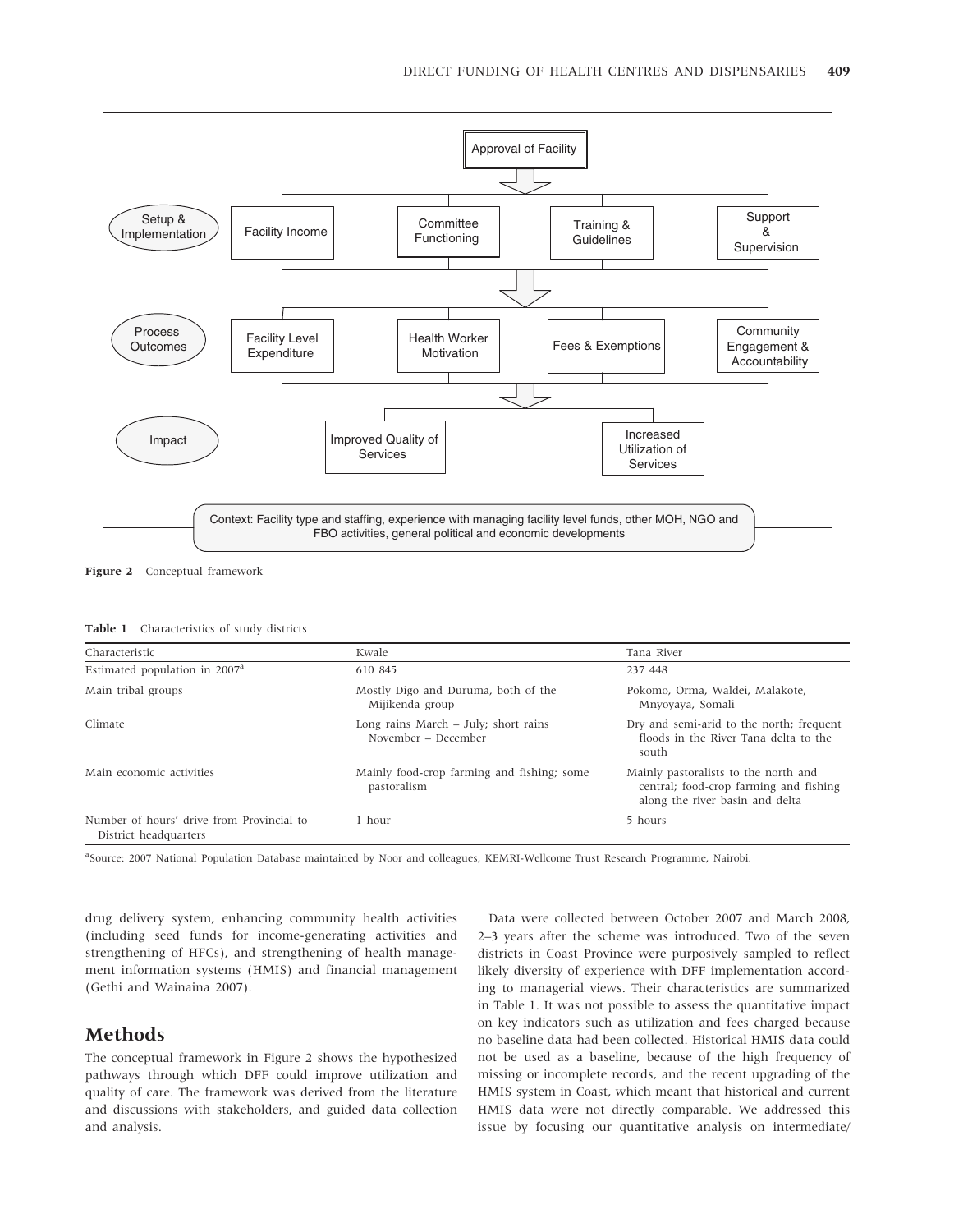Figure 2 Conceptual framework

**Table 1** Characteristics of study districts

| Characteristic | Kwale | Tana River |
|---|---|---|
| Estimated population in 2007[a] | 610 845 | 237 448 |
| Main tribal groups | Mostly Digo and Duruma, both of the Mijikenda group | Pokomo, Orma, Waldei, Malakote, Mnyoyaya, Somali |
| Climate | Long rains March – July; short rains November – December | Dry and semi-arid to the north; frequent floods in the River Tana delta to the south |
| Main economic activities | Mainly food-crop farming and fishing; some pastoralism | Mainly pastoralists to the north and central; food-crop farming and fishing along the river basin and delta |
| Number of hours' drive from Provincial to District headquarters | 1 hour | 5 hours |

[a]Source: 2007 National Population Database maintained by Noor and colleagues, KEMRI-Wellcome Trust Research Programme, Nairobi.

drug delivery system, enhancing community health activities (including seed funds for income-generating activities and strengthening of HFCs), and strengthening of health management information systems (HMIS) and financial management (Gethi and Wainaina 2007).

## Methods

The conceptual framework in Figure 2 shows the hypothesized pathways through which DFF could improve utilization and quality of care. The framework was derived from the literature and discussions with stakeholders, and guided data collection and analysis.

Data were collected between October 2007 and March 2008, 2–3 years after the scheme was introduced. Two of the seven districts in Coast Province were purposively sampled to reflect likely diversity of experience with DFF implementation according to managerial views. Their characteristics are summarized in Table 1. It was not possible to assess the quantitative impact on key indicators such as utilization and fees charged because no baseline data had been collected. Historical HMIS data could not be used as a baseline, because of the high frequency of missing or incomplete records, and the recent upgrading of the HMIS system in Coast, which meant that historical and current HMIS data were not directly comparable. We addressed this issue by focusing our quantitative analysis on intermediate/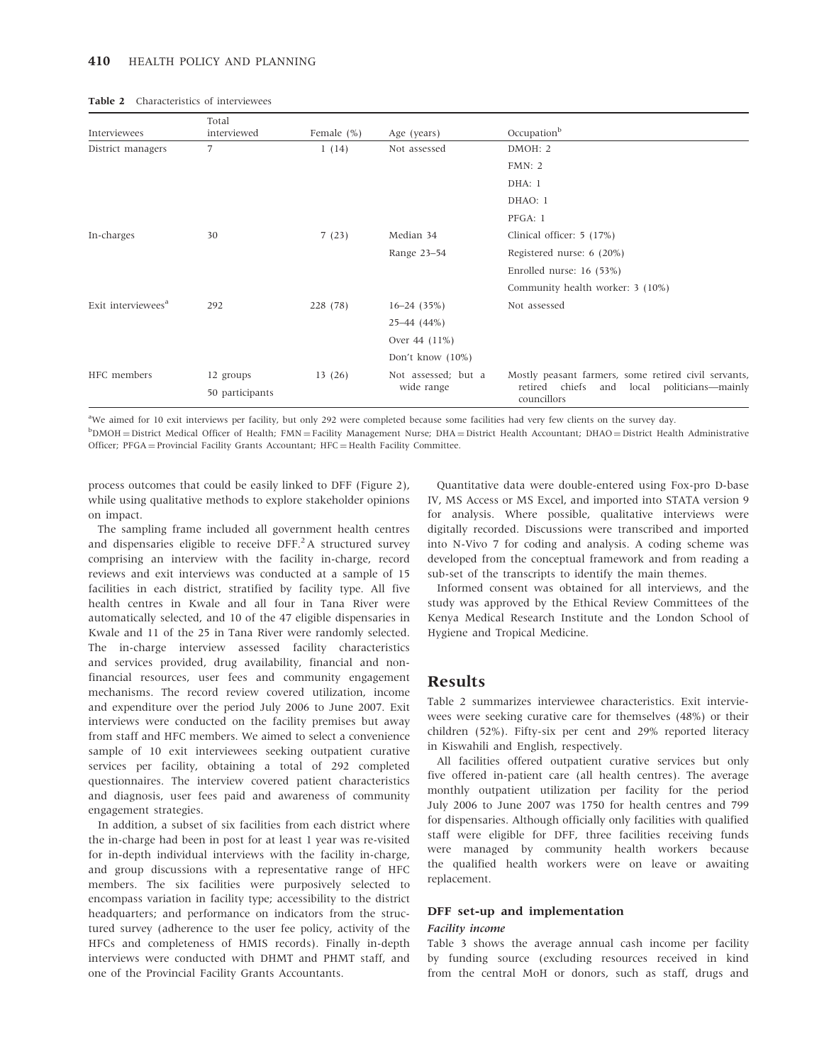**Table 2** Characteristics of interviewees

| Interviewees | Total interviewed | Female (%) | Age (years) | Occupation[b] |
|---|---|---|---|---|
| District managers | 7 | 1 (14) | Not assessed | DMOH: 2 |
| | | | | FMN: 2 |
| | | | | DHA: 1 |
| | | | | DHAO: 1 |
| | | | | PFGA: 1 |
| In-charges | 30 | 7 (23) | Median 34 | Clinical officer: 5 (17%) |
| | | | Range 23–54 | Registered nurse: 6 (20%) |
| | | | | Enrolled nurse: 16 (53%) |
| | | | | Community health worker: 3 (10%) |
| Exit interviewees[a] | 292 | 228 (78) | 16–24 (35%) | Not assessed |
| | | | 25–44 (44%) | |
| | | | Over 44 (11%) | |
| | | | Don't know (10%) | |
| HFC members | 12 groups | 13 (26) | Not assessed; but a wide range | Mostly peasant farmers, some retired civil servants, retired chiefs and local politicians—mainly councillors |
| | 50 participants | | | |

[a]We aimed for 10 exit interviews per facility, but only 292 were completed because some facilities had very few clients on the survey day.

[b]DMOH = District Medical Officer of Health; FMN = Facility Management Nurse; DHA = District Health Accountant; DHAO = District Health Administrative Officer; PFGA = Provincial Facility Grants Accountant; HFC = Health Facility Committee.

process outcomes that could be easily linked to DFF (Figure 2), while using qualitative methods to explore stakeholder opinions on impact.

The sampling frame included all government health centres and dispensaries eligible to receive DFF.[2] A structured survey comprising an interview with the facility in-charge, record reviews and exit interviews was conducted at a sample of 15 facilities in each district, stratified by facility type. All five health centres in Kwale and all four in Tana River were automatically selected, and 10 of the 47 eligible dispensaries in Kwale and 11 of the 25 in Tana River were randomly selected. The in-charge interview assessed facility characteristics and services provided, drug availability, financial and non-financial resources, user fees and community engagement mechanisms. The record review covered utilization, income and expenditure over the period July 2006 to June 2007. Exit interviews were conducted on the facility premises but away from staff and HFC members. We aimed to select a convenience sample of 10 exit interviewees seeking outpatient curative services per facility, obtaining a total of 292 completed questionnaires. The interview covered patient characteristics and diagnosis, user fees paid and awareness of community engagement strategies.

In addition, a subset of six facilities from each district where the in-charge had been in post for at least 1 year was re-visited for in-depth individual interviews with the facility in-charge, and group discussions with a representative range of HFC members. The six facilities were purposively selected to encompass variation in facility type; accessibility to the district headquarters; and performance on indicators from the structured survey (adherence to the user fee policy, activity of the HFCs and completeness of HMIS records). Finally in-depth interviews were conducted with DHMT and PHMT staff, and one of the Provincial Facility Grants Accountants.

Quantitative data were double-entered using Fox-pro D-base IV, MS Access or MS Excel, and imported into STATA version 9 for analysis. Where possible, qualitative interviews were digitally recorded. Discussions were transcribed and imported into N-Vivo 7 for coding and analysis. A coding scheme was developed from the conceptual framework and from reading a sub-set of the transcripts to identify the main themes.

Informed consent was obtained for all interviews, and the study was approved by the Ethical Review Committees of the Kenya Medical Research Institute and the London School of Hygiene and Tropical Medicine.

# Results

Table 2 summarizes interviewee characteristics. Exit interviewees were seeking curative care for themselves (48%) or their children (52%). Fifty-six per cent and 29% reported literacy in Kiswahili and English, respectively.

All facilities offered outpatient curative services but only five offered in-patient care (all health centres). The average monthly outpatient utilization per facility for the period July 2006 to June 2007 was 1750 for health centres and 799 for dispensaries. Although officially only facilities with qualified staff were eligible for DFF, three facilities receiving funds were managed by community health workers because the qualified health workers were on leave or awaiting replacement.

## DFF set-up and implementation

### *Facility income*

Table 3 shows the average annual cash income per facility by funding source (excluding resources received in kind from the central MoH or donors, such as staff, drugs and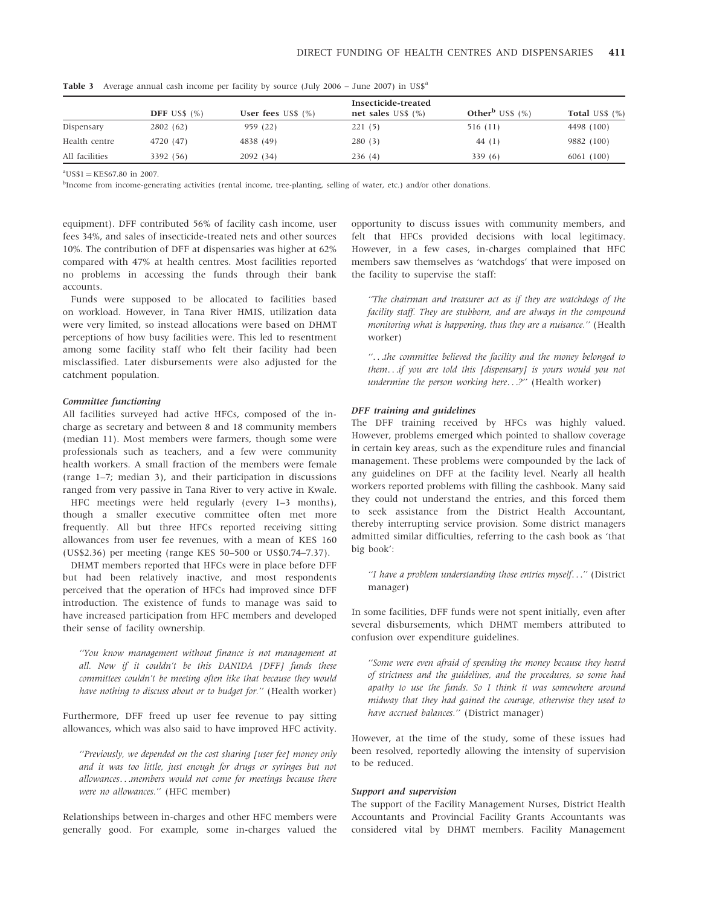**Table 3** Average annual cash income per facility by source (July 2006 – June 2007) in US$[a]

| | **DFF** US$ (%) | **User fees** US$ (%) | **Insecticide-treated net sales** US$ (%) | **Other**[b] US$ (%) | **Total** US$ (%) |
|---|---|---|---|---|---|
| Dispensary | 2802 (62) | 959 (22) | 221 (5) | 516 (11) | 4498 (100) |
| Health centre | 4720 (47) | 4838 (49) | 280 (3) | 44 (1) | 9882 (100) |
| All facilities | 3392 (56) | 2092 (34) | 236 (4) | 339 (6) | 6061 (100) |

[a]US$1 = KES67.80 in 2007.

[b]Income from income-generating activities (rental income, tree-planting, selling of water, etc.) and/or other donations.

equipment). DFF contributed 56% of facility cash income, user fees 34%, and sales of insecticide-treated nets and other sources 10%. The contribution of DFF at dispensaries was higher at 62% compared with 47% at health centres. Most facilities reported no problems in accessing the funds through their bank accounts.

Funds were supposed to be allocated to facilities based on workload. However, in Tana River HMIS, utilization data were very limited, so instead allocations were based on DHMT perceptions of how busy facilities were. This led to resentment among some facility staff who felt their facility had been misclassified. Later disbursements were also adjusted for the catchment population.

#### *Committee functioning*

All facilities surveyed had active HFCs, composed of the in-charge as secretary and between 8 and 18 community members (median 11). Most members were farmers, though some were professionals such as teachers, and a few were community health workers. A small fraction of the members were female (range 1–7; median 3), and their participation in discussions ranged from very passive in Tana River to very active in Kwale.

HFC meetings were held regularly (every 1–3 months), though a smaller executive committee often met more frequently. All but three HFCs reported receiving sitting allowances from user fee revenues, with a mean of KES 160 (US$2.36) per meeting (range KES 50–500 or US$0.74–7.37).

DHMT members reported that HFCs were in place before DFF but had been relatively inactive, and most respondents perceived that the operation of HFCs had improved since DFF introduction. The existence of funds to manage was said to have increased participation from HFC members and developed their sense of facility ownership.

> *''You know management without finance is not management at all. Now if it couldn't be this DANIDA [DFF] funds these committees couldn't be meeting often like that because they would have nothing to discuss about or to budget for.''* (Health worker)

Furthermore, DFF freed up user fee revenue to pay sitting allowances, which was also said to have improved HFC activity.

> *''Previously, we depended on the cost sharing [user fee] money only and it was too little, just enough for drugs or syringes but not allowances...members would not come for meetings because there were no allowances.''* (HFC member)

Relationships between in-charges and other HFC members were generally good. For example, some in-charges valued the opportunity to discuss issues with community members, and felt that HFCs provided decisions with local legitimacy. However, in a few cases, in-charges complained that HFC members saw themselves as 'watchdogs' that were imposed on the facility to supervise the staff:

> *''The chairman and treasurer act as if they are watchdogs of the facility staff. They are stubborn, and are always in the compound monitoring what is happening, thus they are a nuisance.''* (Health worker)

> *''...the committee believed the facility and the money belonged to them...if you are told this [dispensary] is yours would you not undermine the person working here...?''* (Health worker)

#### *DFF training and guidelines*

The DFF training received by HFCs was highly valued. However, problems emerged which pointed to shallow coverage in certain key areas, such as the expenditure rules and financial management. These problems were compounded by the lack of any guidelines on DFF at the facility level. Nearly all health workers reported problems with filling the cashbook. Many said they could not understand the entries, and this forced them to seek assistance from the District Health Accountant, thereby interrupting service provision. Some district managers admitted similar difficulties, referring to the cash book as 'that big book':

> *''I have a problem understanding those entries myself...''* (District manager)

In some facilities, DFF funds were not spent initially, even after several disbursements, which DHMT members attributed to confusion over expenditure guidelines.

> *''Some were even afraid of spending the money because they heard of strictness and the guidelines, and the procedures, so some had apathy to use the funds. So I think it was somewhere around midway that they had gained the courage, otherwise they used to have accrued balances.''* (District manager)

However, at the time of the study, some of these issues had been resolved, reportedly allowing the intensity of supervision to be reduced.

#### *Support and supervision*

The support of the Facility Management Nurses, District Health Accountants and Provincial Facility Grants Accountants was considered vital by DHMT members. Facility Management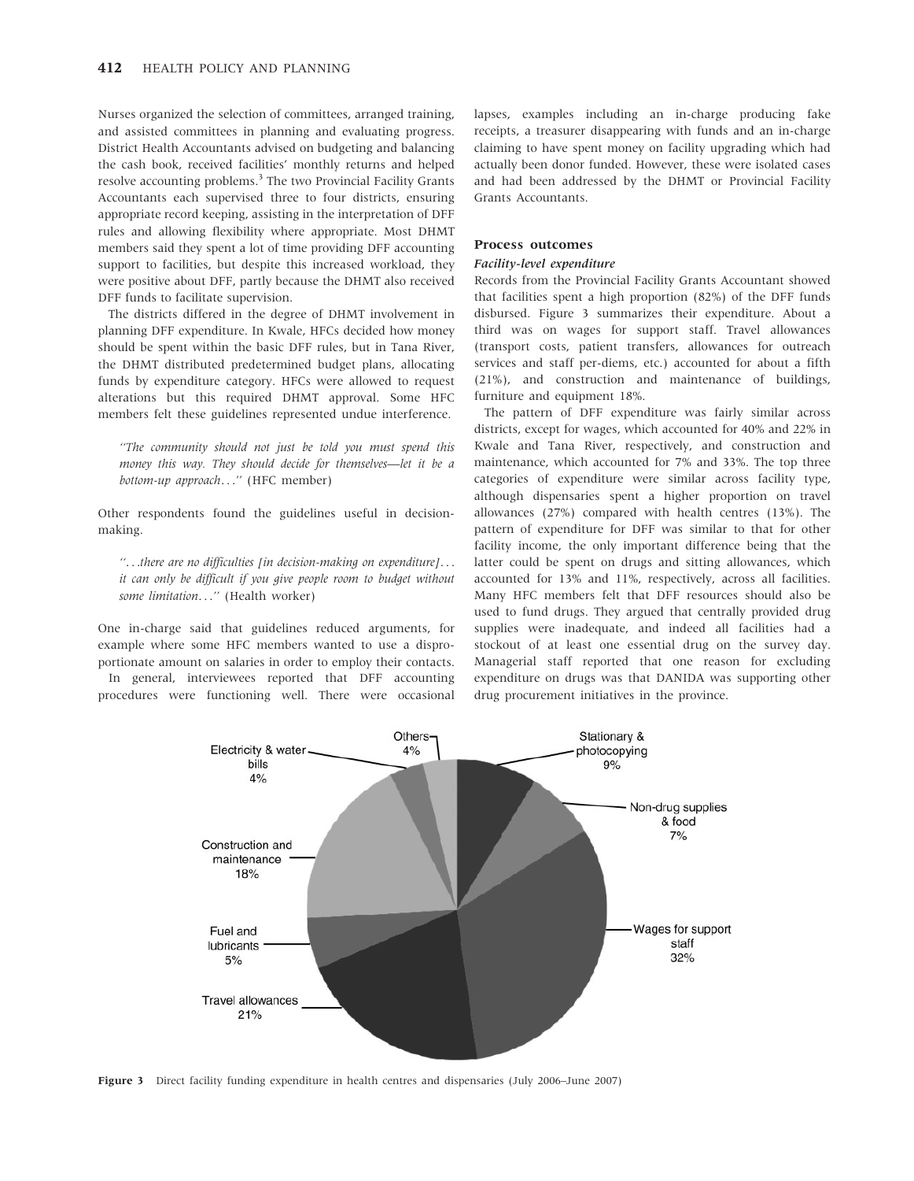Nurses organized the selection of committees, arranged training, and assisted committees in planning and evaluating progress. District Health Accountants advised on budgeting and balancing the cash book, received facilities' monthly returns and helped resolve accounting problems.[3] The two Provincial Facility Grants Accountants each supervised three to four districts, ensuring appropriate record keeping, assisting in the interpretation of DFF rules and allowing flexibility where appropriate. Most DHMT members said they spent a lot of time providing DFF accounting support to facilities, but despite this increased workload, they were positive about DFF, partly because the DHMT also received DFF funds to facilitate supervision.

The districts differed in the degree of DHMT involvement in planning DFF expenditure. In Kwale, HFCs decided how money should be spent within the basic DFF rules, but in Tana River, the DHMT distributed predetermined budget plans, allocating funds by expenditure category. HFCs were allowed to request alterations but this required DHMT approval. Some HFC members felt these guidelines represented undue interference.

> *"The community should not just be told you must spend this money this way. They should decide for themselves—let it be a bottom-up approach…"* (HFC member)

Other respondents found the guidelines useful in decision-making.

> *"…there are no difficulties [in decision-making on expenditure]… it can only be difficult if you give people room to budget without some limitation…"* (Health worker)

One in-charge said that guidelines reduced arguments, for example where some HFC members wanted to use a disproportionate amount on salaries in order to employ their contacts.

In general, interviewees reported that DFF accounting procedures were functioning well. There were occasional lapses, examples including an in-charge producing fake receipts, a treasurer disappearing with funds and an in-charge claiming to have spent money on facility upgrading which had actually been donor funded. However, these were isolated cases and had been addressed by the DHMT or Provincial Facility Grants Accountants.

## Process outcomes

### *Facility-level expenditure*

Records from the Provincial Facility Grants Accountant showed that facilities spent a high proportion (82%) of the DFF funds disbursed. Figure 3 summarizes their expenditure. About a third was on wages for support staff. Travel allowances (transport costs, patient transfers, allowances for outreach services and staff per-diems, etc.) accounted for about a fifth (21%), and construction and maintenance of buildings, furniture and equipment 18%.

The pattern of DFF expenditure was fairly similar across districts, except for wages, which accounted for 40% and 22% in Kwale and Tana River, respectively, and construction and maintenance, which accounted for 7% and 33%. The top three categories of expenditure were similar across facility type, although dispensaries spent a higher proportion on travel allowances (27%) compared with health centres (13%). The pattern of expenditure for DFF was similar to that for other facility income, the only important difference being that the latter could be spent on drugs and sitting allowances, which accounted for 13% and 11%, respectively, across all facilities. Many HFC members felt that DFF resources should also be used to fund drugs. They argued that centrally provided drug supplies were inadequate, and indeed all facilities had a stockout of at least one essential drug on the survey day. Managerial staff reported that one reason for excluding expenditure on drugs was that DANIDA was supporting other drug procurement initiatives in the province.

| Category | Share |
|---|---|
| Stationary & photocopying | 9% |
| Non-drug supplies & food | 7% |
| Wages for support staff | 32% |
| Travel allowances | 21% |
| Fuel and lubricants | 5% |
| Construction and maintenance | 18% |
| Electricity & water bills | 4% |
| Others | 4% |

**Figure 3** Direct facility funding expenditure in health centres and dispensaries (July 2006–June 2007)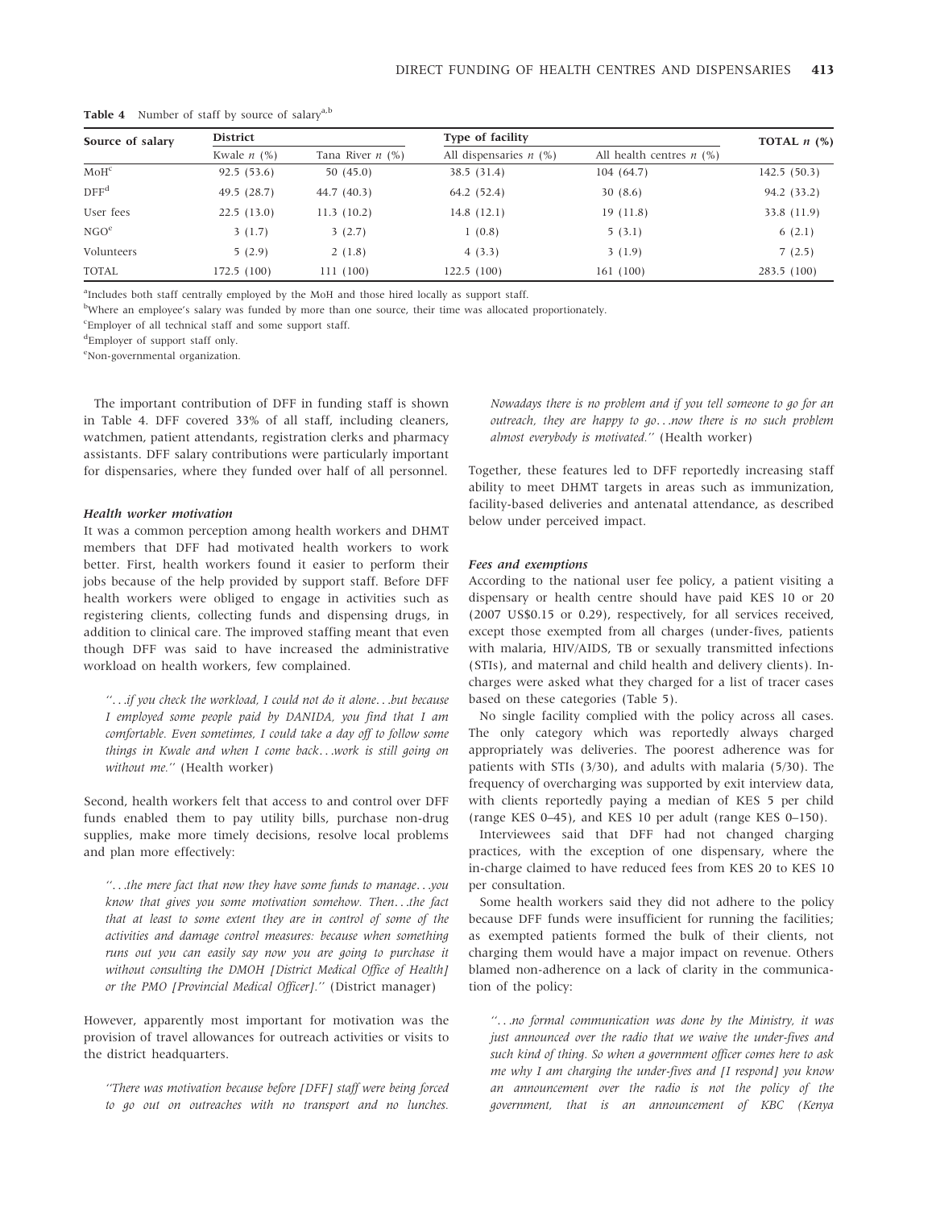**Table 4** Number of staff by source of salary[a,b]

| Source of salary | District | | Type of facility | | TOTAL *n* (%) |
|---|---|---|---|---|---|
| | Kwale *n* (%) | Tana River *n* (%) | All dispensaries *n* (%) | All health centres *n* (%) | |
| MoH[c] | 92.5 (53.6) | 50 (45.0) | 38.5 (31.4) | 104 (64.7) | 142.5 (50.3) |
| DFF[d] | 49.5 (28.7) | 44.7 (40.3) | 64.2 (52.4) | 30 (8.6) | 94.2 (33.2) |
| User fees | 22.5 (13.0) | 11.3 (10.2) | 14.8 (12.1) | 19 (11.8) | 33.8 (11.9) |
| NGO[e] | 3 (1.7) | 3 (2.7) | 1 (0.8) | 5 (3.1) | 6 (2.1) |
| Volunteers | 5 (2.9) | 2 (1.8) | 4 (3.3) | 3 (1.9) | 7 (2.5) |
| TOTAL | 172.5 (100) | 111 (100) | 122.5 (100) | 161 (100) | 283.5 (100) |

[a]Includes both staff centrally employed by the MoH and those hired locally as support staff.
[b]Where an employee's salary was funded by more than one source, their time was allocated proportionately.
[c]Employer of all technical staff and some support staff.
[d]Employer of support staff only.
[e]Non-governmental organization.

The important contribution of DFF in funding staff is shown in Table 4. DFF covered 33% of all staff, including cleaners, watchmen, patient attendants, registration clerks and pharmacy assistants. DFF salary contributions were particularly important for dispensaries, where they funded over half of all personnel.

#### *Health worker motivation*

It was a common perception among health workers and DHMT members that DFF had motivated health workers to work better. First, health workers found it easier to perform their jobs because of the help provided by support staff. Before DFF health workers were obliged to engage in activities such as registering clients, collecting funds and dispensing drugs, in addition to clinical care. The improved staffing meant that even though DFF was said to have increased the administrative workload on health workers, few complained.

> ''. . .if you check the workload, I could not do it alone. . .but because I employed some people paid by DANIDA, you find that I am comfortable. Even sometimes, I could take a day off to follow some things in Kwale and when I come back. . .work is still going on without me.'' (Health worker)

Second, health workers felt that access to and control over DFF funds enabled them to pay utility bills, purchase non-drug supplies, make more timely decisions, resolve local problems and plan more effectively:

> ''. . .the mere fact that now they have some funds to manage. . .you know that gives you some motivation somehow. Then. . .the fact that at least to some extent they are in control of some of the activities and damage control measures: because when something runs out you can easily say now you are going to purchase it without consulting the DMOH [District Medical Office of Health] or the PMO [Provincial Medical Officer].'' (District manager)

However, apparently most important for motivation was the provision of travel allowances for outreach activities or visits to the district headquarters.

> ''There was motivation because before [DFF] staff were being forced to go out on outreaches with no transport and no lunches. Nowadays there is no problem and if you tell someone to go for an outreach, they are happy to go. . .now there is no such problem almost everybody is motivated.'' (Health worker)

Together, these features led to DFF reportedly increasing staff ability to meet DHMT targets in areas such as immunization, facility-based deliveries and antenatal attendance, as described below under perceived impact.

#### *Fees and exemptions*

According to the national user fee policy, a patient visiting a dispensary or health centre should have paid KES 10 or 20 (2007 US$0.15 or 0.29), respectively, for all services received, except those exempted from all charges (under-fives, patients with malaria, HIV/AIDS, TB or sexually transmitted infections (STIs), and maternal and child health and delivery clients). In-charges were asked what they charged for a list of tracer cases based on these categories (Table 5).

No single facility complied with the policy across all cases. The only category which was reportedly always charged appropriately was deliveries. The poorest adherence was for patients with STIs (3/30), and adults with malaria (5/30). The frequency of overcharging was supported by exit interview data, with clients reportedly paying a median of KES 5 per child (range KES 0–45), and KES 10 per adult (range KES 0–150).

Interviewees said that DFF had not changed charging practices, with the exception of one dispensary, where the in-charge claimed to have reduced fees from KES 20 to KES 10 per consultation.

Some health workers said they did not adhere to the policy because DFF funds were insufficient for running the facilities; as exempted patients formed the bulk of their clients, not charging them would have a major impact on revenue. Others blamed non-adherence on a lack of clarity in the communication of the policy:

> ''. . .no formal communication was done by the Ministry, it was just announced over the radio that we waive the under-fives and such kind of thing. So when a government officer comes here to ask me why I am charging the under-fives and [I respond] you know an announcement over the radio is not the policy of the government, that is an announcement of KBC (Kenya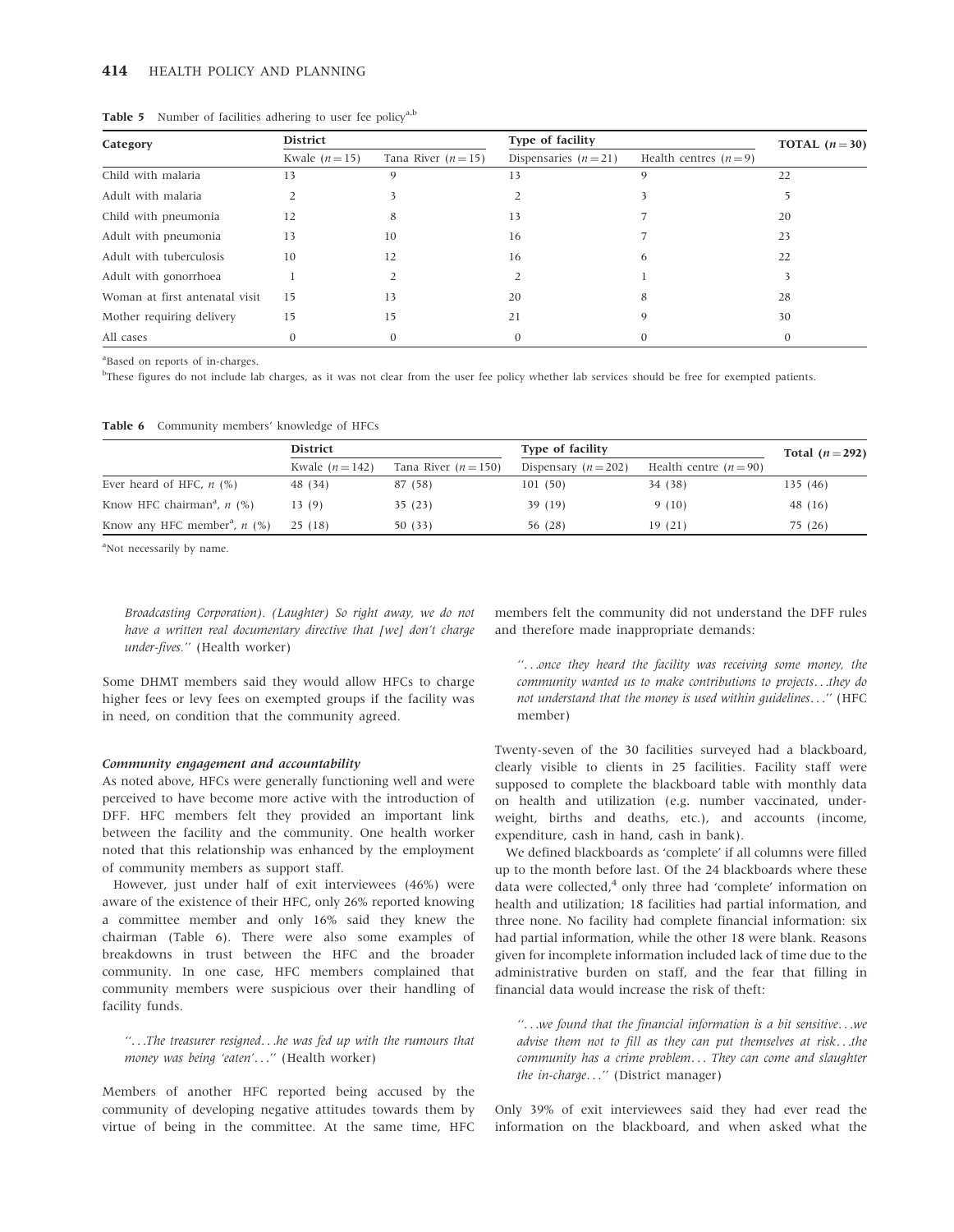**Table 5** Number of facilities adhering to user fee policy[a,b]

| Category | District | | Type of facility | | TOTAL ($n = 30$) |
|---|---|---|---|---|---|
| | Kwale ($n = 15$) | Tana River ($n = 15$) | Dispensaries ($n = 21$) | Health centres ($n = 9$) | |
| Child with malaria | 13 | 9 | 13 | 9 | 22 |
| Adult with malaria | 2 | 3 | 2 | 3 | 5 |
| Child with pneumonia | 12 | 8 | 13 | 7 | 20 |
| Adult with pneumonia | 13 | 10 | 16 | 7 | 23 |
| Adult with tuberculosis | 10 | 12 | 16 | 6 | 22 |
| Adult with gonorrhoea | 1 | 2 | 2 | 1 | 3 |
| Woman at first antenatal visit | 15 | 13 | 20 | 8 | 28 |
| Mother requiring delivery | 15 | 15 | 21 | 9 | 30 |
| All cases | 0 | 0 | 0 | 0 | 0 |

[a]Based on reports of in-charges.

[b]These figures do not include lab charges, as it was not clear from the user fee policy whether lab services should be free for exempted patients.

**Table 6** Community members' knowledge of HFCs

| | District | | Type of facility | | Total ($n = 292$) |
|---|---|---|---|---|---|
| | Kwale ($n = 142$) | Tana River ($n = 150$) | Dispensary ($n = 202$) | Health centre ($n = 90$) | |
| Ever heard of HFC, $n$ (%) | 48 (34) | 87 (58) | 101 (50) | 34 (38) | 135 (46) |
| Know HFC chairman[a], $n$ (%) | 13 (9) | 35 (23) | 39 (19) | 9 (10) | 48 (16) |
| Know any HFC member[a], $n$ (%) | 25 (18) | 50 (33) | 56 (28) | 19 (21) | 75 (26) |

[a]Not necessarily by name.

*Broadcasting Corporation). (Laughter) So right away, we do not have a written real documentary directive that [we] don't charge under-fives.''* (Health worker)

Some DHMT members said they would allow HFCs to charge higher fees or levy fees on exempted groups if the facility was in need, on condition that the community agreed.

#### Community engagement and accountability

As noted above, HFCs were generally functioning well and were perceived to have become more active with the introduction of DFF. HFC members felt they provided an important link between the facility and the community. One health worker noted that this relationship was enhanced by the employment of community members as support staff.

However, just under half of exit interviewees (46%) were aware of the existence of their HFC, only 26% reported knowing a committee member and only 16% said they knew the chairman (Table 6). There were also some examples of breakdowns in trust between the HFC and the broader community. In one case, HFC members complained that community members were suspicious over their handling of facility funds.

*''...The treasurer resigned...he was fed up with the rumours that money was being 'eaten'...''* (Health worker)

Members of another HFC reported being accused by the community of developing negative attitudes towards them by virtue of being in the committee. At the same time, HFC members felt the community did not understand the DFF rules and therefore made inappropriate demands:

*''...once they heard the facility was receiving some money, the community wanted us to make contributions to projects...they do not understand that the money is used within guidelines...''* (HFC member)

Twenty-seven of the 30 facilities surveyed had a blackboard, clearly visible to clients in 25 facilities. Facility staff were supposed to complete the blackboard table with monthly data on health and utilization (e.g. number vaccinated, underweight, births and deaths, etc.), and accounts (income, expenditure, cash in hand, cash in bank).

We defined blackboards as 'complete' if all columns were filled up to the month before last. Of the 24 blackboards where these data were collected,[4] only three had 'complete' information on health and utilization; 18 facilities had partial information, and three none. No facility had complete financial information: six had partial information, while the other 18 were blank. Reasons given for incomplete information included lack of time due to the administrative burden on staff, and the fear that filling in financial data would increase the risk of theft:

*''...we found that the financial information is a bit sensitive...we advise them not to fill as they can put themselves at risk...the community has a crime problem... They can come and slaughter the in-charge...''* (District manager)

Only 39% of exit interviewees said they had ever read the information on the blackboard, and when asked what the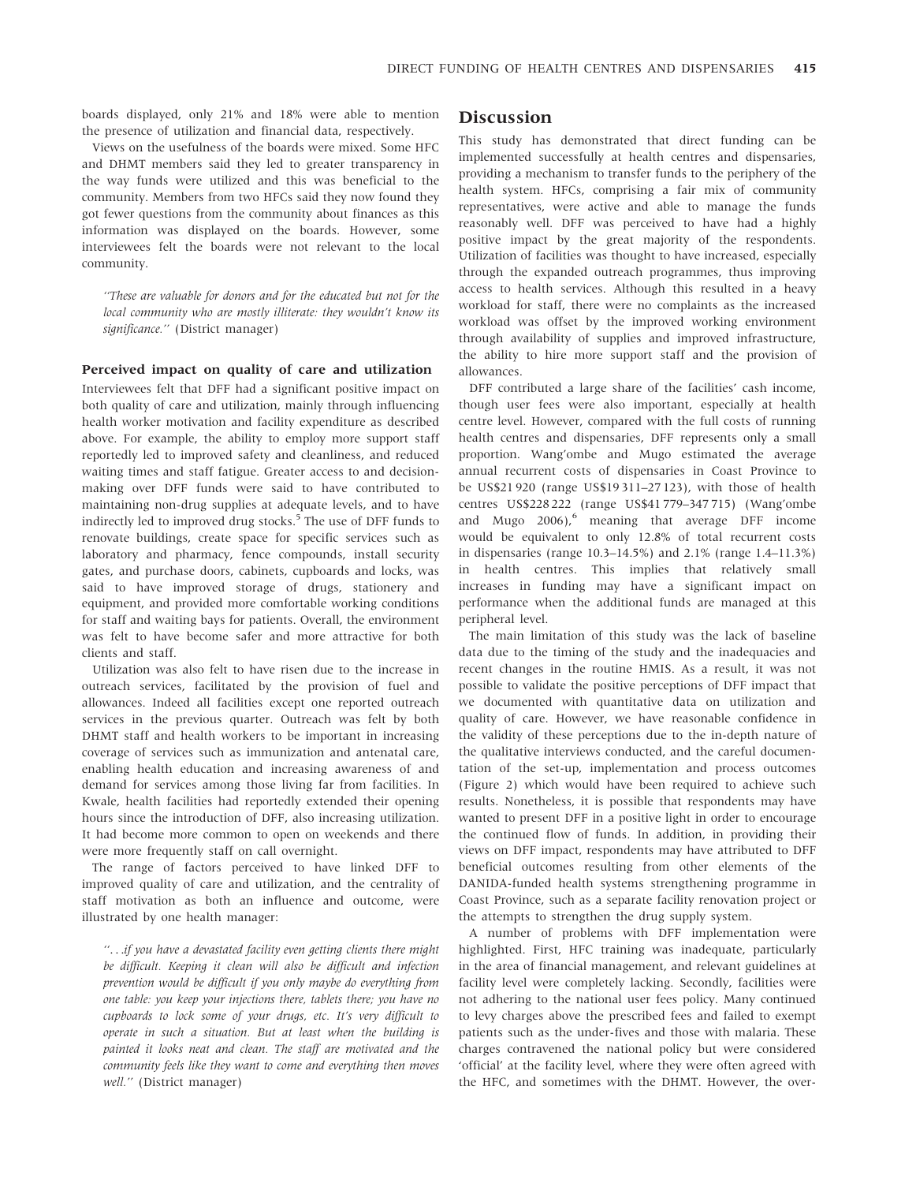boards displayed, only 21% and 18% were able to mention the presence of utilization and financial data, respectively.

Views on the usefulness of the boards were mixed. Some HFC and DHMT members said they led to greater transparency in the way funds were utilized and this was beneficial to the community. Members from two HFCs said they now found they got fewer questions from the community about finances as this information was displayed on the boards. However, some interviewees felt the boards were not relevant to the local community.

> *"These are valuable for donors and for the educated but not for the local community who are mostly illiterate: they wouldn't know its significance."* (District manager)

### Perceived impact on quality of care and utilization

Interviewees felt that DFF had a significant positive impact on both quality of care and utilization, mainly through influencing health worker motivation and facility expenditure as described above. For example, the ability to employ more support staff reportedly led to improved safety and cleanliness, and reduced waiting times and staff fatigue. Greater access to and decision-making over DFF funds were said to have contributed to maintaining non-drug supplies at adequate levels, and to have indirectly led to improved drug stocks.[5] The use of DFF funds to renovate buildings, create space for specific services such as laboratory and pharmacy, fence compounds, install security gates, and purchase doors, cabinets, cupboards and locks, was said to have improved storage of drugs, stationery and equipment, and provided more comfortable working conditions for staff and waiting bays for patients. Overall, the environment was felt to have become safer and more attractive for both clients and staff.

Utilization was also felt to have risen due to the increase in outreach services, facilitated by the provision of fuel and allowances. Indeed all facilities except one reported outreach services in the previous quarter. Outreach was felt by both DHMT staff and health workers to be important in increasing coverage of services such as immunization and antenatal care, enabling health education and increasing awareness of and demand for services among those living far from facilities. In Kwale, health facilities had reportedly extended their opening hours since the introduction of DFF, also increasing utilization. It had become more common to open on weekends and there were more frequently staff on call overnight.

The range of factors perceived to have linked DFF to improved quality of care and utilization, and the centrality of staff motivation as both an influence and outcome, were illustrated by one health manager:

> *"...if you have a devastated facility even getting clients there might be difficult. Keeping it clean will also be difficult and infection prevention would be difficult if you only maybe do everything from one table: you keep your injections there, tablets there; you have no cupboards to lock some of your drugs, etc. It's very difficult to operate in such a situation. But at least when the building is painted it looks neat and clean. The staff are motivated and the community feels like they want to come and everything then moves well."* (District manager)

## Discussion

This study has demonstrated that direct funding can be implemented successfully at health centres and dispensaries, providing a mechanism to transfer funds to the periphery of the health system. HFCs, comprising a fair mix of community representatives, were active and able to manage the funds reasonably well. DFF was perceived to have had a highly positive impact by the great majority of the respondents. Utilization of facilities was thought to have increased, especially through the expanded outreach programmes, thus improving access to health services. Although this resulted in a heavy workload for staff, there were no complaints as the increased workload was offset by the improved working environment through availability of supplies and improved infrastructure, the ability to hire more support staff and the provision of allowances.

DFF contributed a large share of the facilities' cash income, though user fees were also important, especially at health centre level. However, compared with the full costs of running health centres and dispensaries, DFF represents only a small proportion. Wang'ombe and Mugo estimated the average annual recurrent costs of dispensaries in Coast Province to be US$21 920 (range US$19 311–27 123), with those of health centres US$228 222 (range US$41 779–347 715) (Wang'ombe and Mugo 2006),[6] meaning that average DFF income would be equivalent to only 12.8% of total recurrent costs in dispensaries (range 10.3–14.5%) and 2.1% (range 1.4–11.3%) in health centres. This implies that relatively small increases in funding may have a significant impact on performance when the additional funds are managed at this peripheral level.

The main limitation of this study was the lack of baseline data due to the timing of the study and the inadequacies and recent changes in the routine HMIS. As a result, it was not possible to validate the positive perceptions of DFF impact that we documented with quantitative data on utilization and quality of care. However, we have reasonable confidence in the validity of these perceptions due to the in-depth nature of the qualitative interviews conducted, and the careful documentation of the set-up, implementation and process outcomes (Figure 2) which would have been required to achieve such results. Nonetheless, it is possible that respondents may have wanted to present DFF in a positive light in order to encourage the continued flow of funds. In addition, in providing their views on DFF impact, respondents may have attributed to DFF beneficial outcomes resulting from other elements of the DANIDA-funded health systems strengthening programme in Coast Province, such as a separate facility renovation project or the attempts to strengthen the drug supply system.

A number of problems with DFF implementation were highlighted. First, HFC training was inadequate, particularly in the area of financial management, and relevant guidelines at facility level were completely lacking. Secondly, facilities were not adhering to the national user fees policy. Many continued to levy charges above the prescribed fees and failed to exempt patients such as the under-fives and those with malaria. These charges contravened the national policy but were considered 'official' at the facility level, where they were often agreed with the HFC, and sometimes with the DHMT. However, the over-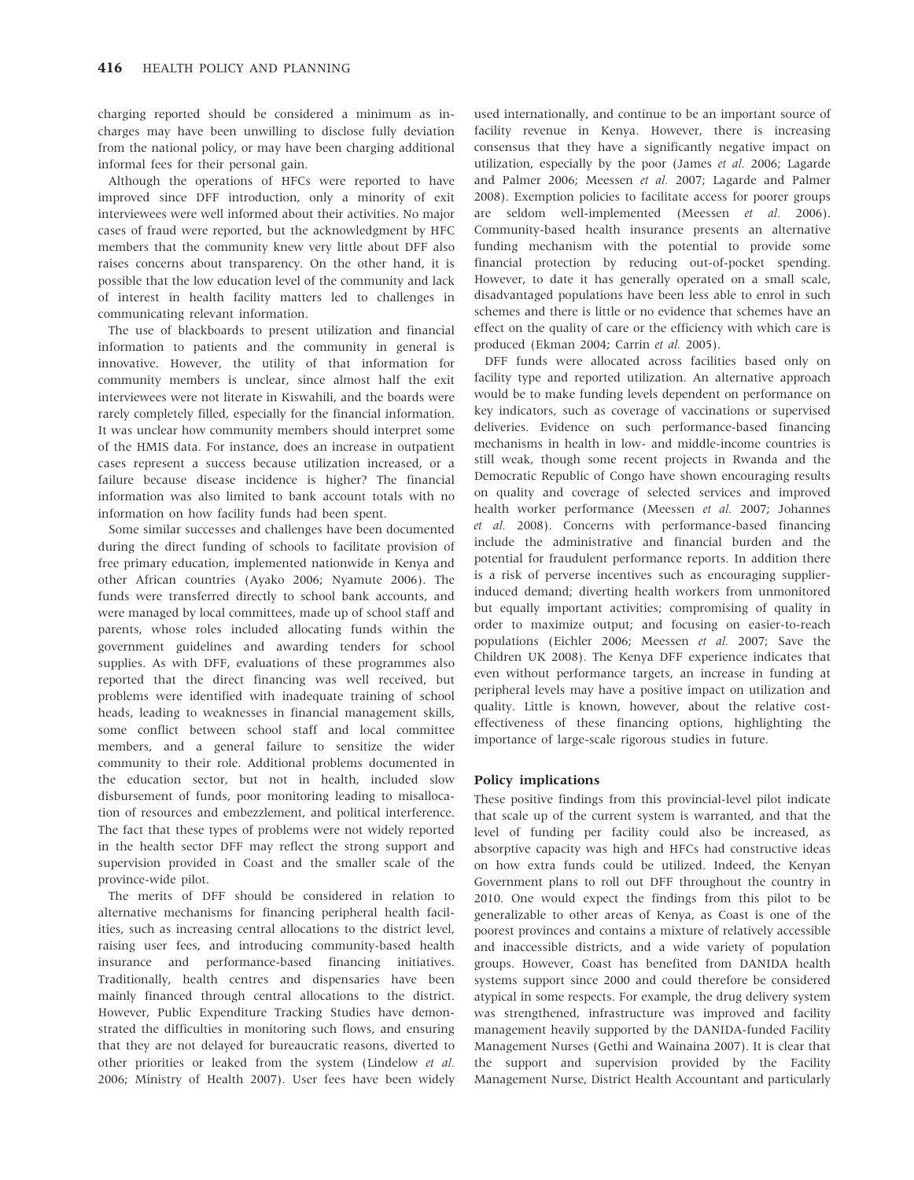charging reported should be considered a minimum as in-charges may have been unwilling to disclose fully deviation from the national policy, or may have been charging additional informal fees for their personal gain.

Although the operations of HFCs were reported to have improved since DFF introduction, only a minority of exit interviewees were well informed about their activities. No major cases of fraud were reported, but the acknowledgment by HFC members that the community knew very little about DFF also raises concerns about transparency. On the other hand, it is possible that the low education level of the community and lack of interest in health facility matters led to challenges in communicating relevant information.

The use of blackboards to present utilization and financial information to patients and the community in general is innovative. However, the utility of that information for community members is unclear, since almost half the exit interviewees were not literate in Kiswahili, and the boards were rarely completely filled, especially for the financial information. It was unclear how community members should interpret some of the HMIS data. For instance, does an increase in outpatient cases represent a success because utilization increased, or a failure because disease incidence is higher? The financial information was also limited to bank account totals with no information on how facility funds had been spent.

Some similar successes and challenges have been documented during the direct funding of schools to facilitate provision of free primary education, implemented nationwide in Kenya and other African countries (Ayako 2006; Nyamute 2006). The funds were transferred directly to school bank accounts, and were managed by local committees, made up of school staff and parents, whose roles included allocating funds within the government guidelines and awarding tenders for school supplies. As with DFF, evaluations of these programmes also reported that the direct financing was well received, but problems were identified with inadequate training of school heads, leading to weaknesses in financial management skills, some conflict between school staff and local committee members, and a general failure to sensitize the wider community to their role. Additional problems documented in the education sector, but not in health, included slow disbursement of funds, poor monitoring leading to misallocation of resources and embezzlement, and political interference. The fact that these types of problems were not widely reported in the health sector DFF may reflect the strong support and supervision provided in Coast and the smaller scale of the province-wide pilot.

The merits of DFF should be considered in relation to alternative mechanisms for financing peripheral health facilities, such as increasing central allocations to the district level, raising user fees, and introducing community-based health insurance and performance-based financing initiatives. Traditionally, health centres and dispensaries have been mainly financed through central allocations to the district. However, Public Expenditure Tracking Studies have demonstrated the difficulties in monitoring such flows, and ensuring that they are not delayed for bureaucratic reasons, diverted to other priorities or leaked from the system (Lindelow *et al.* 2006; Ministry of Health 2007). User fees have been widely used internationally, and continue to be an important source of facility revenue in Kenya. However, there is increasing consensus that they have a significantly negative impact on utilization, especially by the poor (James *et al.* 2006; Lagarde and Palmer 2006; Meessen *et al.* 2007; Lagarde and Palmer 2008). Exemption policies to facilitate access for poorer groups are seldom well-implemented (Meessen *et al.* 2006). Community-based health insurance presents an alternative funding mechanism with the potential to provide some financial protection by reducing out-of-pocket spending. However, to date it has generally operated on a small scale, disadvantaged populations have been less able to enrol in such schemes and there is little or no evidence that schemes have an effect on the quality of care or the efficiency with which care is produced (Ekman 2004; Carrin *et al.* 2005).

DFF funds were allocated across facilities based only on facility type and reported utilization. An alternative approach would be to make funding levels dependent on performance on key indicators, such as coverage of vaccinations or supervised deliveries. Evidence on such performance-based financing mechanisms in health in low- and middle-income countries is still weak, though some recent projects in Rwanda and the Democratic Republic of Congo have shown encouraging results on quality and coverage of selected services and improved health worker performance (Meessen *et al.* 2007; Johannes *et al.* 2008). Concerns with performance-based financing include the administrative and financial burden and the potential for fraudulent performance reports. In addition there is a risk of perverse incentives such as encouraging supplier-induced demand; diverting health workers from unmonitored but equally important activities; compromising of quality in order to maximize output; and focusing on easier-to-reach populations (Eichler 2006; Meessen *et al.* 2007; Save the Children UK 2008). The Kenya DFF experience indicates that even without performance targets, an increase in funding at peripheral levels may have a positive impact on utilization and quality. Little is known, however, about the relative cost-effectiveness of these financing options, highlighting the importance of large-scale rigorous studies in future.

### Policy implications

These positive findings from this provincial-level pilot indicate that scale up of the current system is warranted, and that the level of funding per facility could also be increased, as absorptive capacity was high and HFCs had constructive ideas on how extra funds could be utilized. Indeed, the Kenyan Government plans to roll out DFF throughout the country in 2010. One would expect the findings from this pilot to be generalizable to other areas of Kenya, as Coast is one of the poorest provinces and contains a mixture of relatively accessible and inaccessible districts, and a wide variety of population groups. However, Coast has benefited from DANIDA health systems support since 2000 and could therefore be considered atypical in some respects. For example, the drug delivery system was strengthened, infrastructure was improved and facility management heavily supported by the DANIDA-funded Facility Management Nurses (Gethi and Wainaina 2007). It is clear that the support and supervision provided by the Facility Management Nurse, District Health Accountant and particularly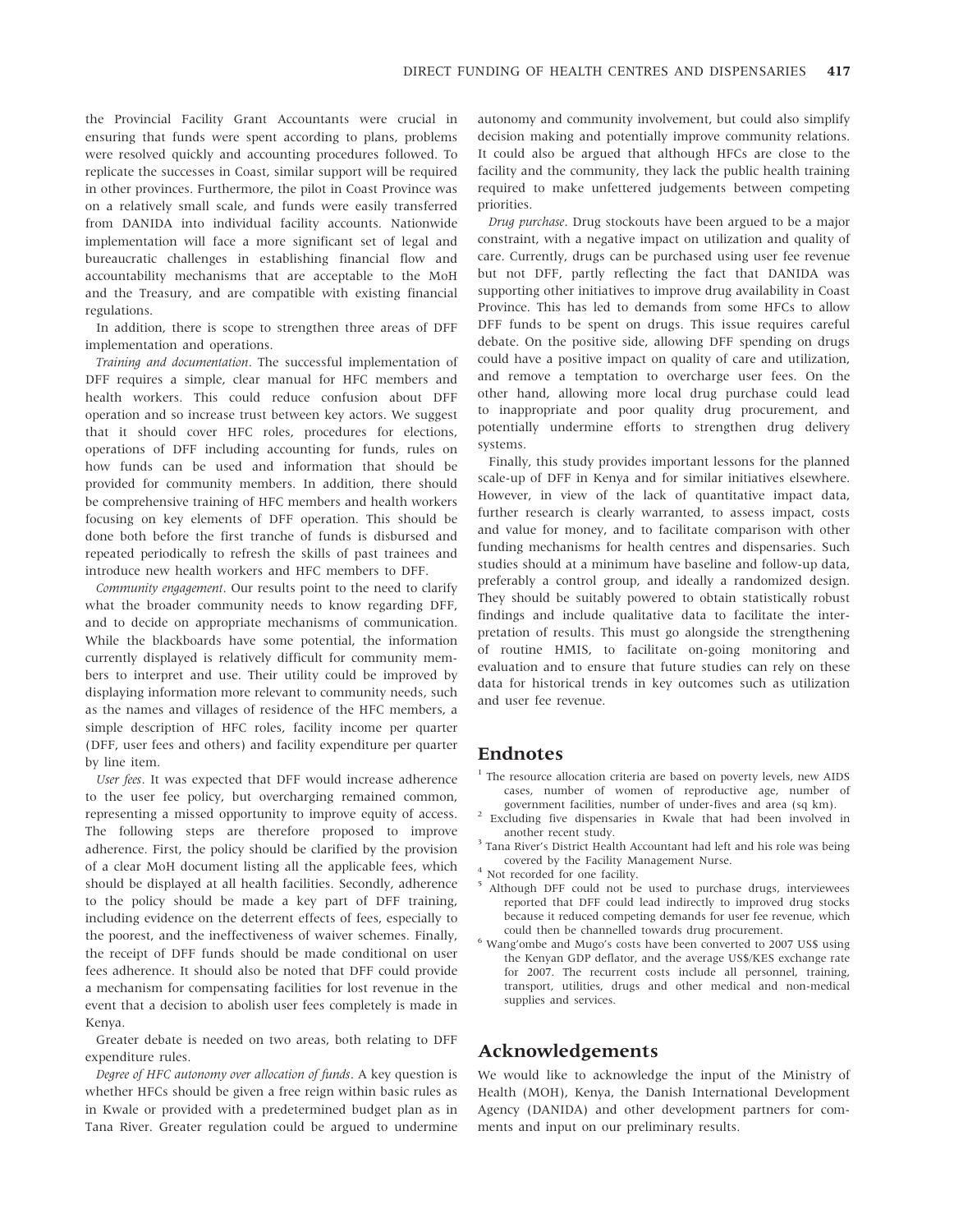the Provincial Facility Grant Accountants were crucial in ensuring that funds were spent according to plans, problems were resolved quickly and accounting procedures followed. To replicate the successes in Coast, similar support will be required in other provinces. Furthermore, the pilot in Coast Province was on a relatively small scale, and funds were easily transferred from DANIDA into individual facility accounts. Nationwide implementation will face a more significant set of legal and bureaucratic challenges in establishing financial flow and accountability mechanisms that are acceptable to the MoH and the Treasury, and are compatible with existing financial regulations.

In addition, there is scope to strengthen three areas of DFF implementation and operations.

*Training and documentation*. The successful implementation of DFF requires a simple, clear manual for HFC members and health workers. This could reduce confusion about DFF operation and so increase trust between key actors. We suggest that it should cover HFC roles, procedures for elections, operations of DFF including accounting for funds, rules on how funds can be used and information that should be provided for community members. In addition, there should be comprehensive training of HFC members and health workers focusing on key elements of DFF operation. This should be done both before the first tranche of funds is disbursed and repeated periodically to refresh the skills of past trainees and introduce new health workers and HFC members to DFF.

*Community engagement*. Our results point to the need to clarify what the broader community needs to know regarding DFF, and to decide on appropriate mechanisms of communication. While the blackboards have some potential, the information currently displayed is relatively difficult for community members to interpret and use. Their utility could be improved by displaying information more relevant to community needs, such as the names and villages of residence of the HFC members, a simple description of HFC roles, facility income per quarter (DFF, user fees and others) and facility expenditure per quarter by line item.

*User fees*. It was expected that DFF would increase adherence to the user fee policy, but overcharging remained common, representing a missed opportunity to improve equity of access. The following steps are therefore proposed to improve adherence. First, the policy should be clarified by the provision of a clear MoH document listing all the applicable fees, which should be displayed at all health facilities. Secondly, adherence to the policy should be made a key part of DFF training, including evidence on the deterrent effects of fees, especially to the poorest, and the ineffectiveness of waiver schemes. Finally, the receipt of DFF funds should be made conditional on user fees adherence. It should also be noted that DFF could provide a mechanism for compensating facilities for lost revenue in the event that a decision to abolish user fees completely is made in Kenya.

Greater debate is needed on two areas, both relating to DFF expenditure rules.

*Degree of HFC autonomy over allocation of funds*. A key question is whether HFCs should be given a free reign within basic rules as in Kwale or provided with a predetermined budget plan as in Tana River. Greater regulation could be argued to undermine autonomy and community involvement, but could also simplify decision making and potentially improve community relations. It could also be argued that although HFCs are close to the facility and the community, they lack the public health training required to make unfettered judgements between competing priorities.

*Drug purchase*. Drug stockouts have been argued to be a major constraint, with a negative impact on utilization and quality of care. Currently, drugs can be purchased using user fee revenue but not DFF, partly reflecting the fact that DANIDA was supporting other initiatives to improve drug availability in Coast Province. This has led to demands from some HFCs to allow DFF funds to be spent on drugs. This issue requires careful debate. On the positive side, allowing DFF spending on drugs could have a positive impact on quality of care and utilization, and remove a temptation to overcharge user fees. On the other hand, allowing more local drug purchase could lead to inappropriate and poor quality drug procurement, and potentially undermine efforts to strengthen drug delivery systems.

Finally, this study provides important lessons for the planned scale-up of DFF in Kenya and for similar initiatives elsewhere. However, in view of the lack of quantitative impact data, further research is clearly warranted, to assess impact, costs and value for money, and to facilitate comparison with other funding mechanisms for health centres and dispensaries. Such studies should at a minimum have baseline and follow-up data, preferably a control group, and ideally a randomized design. They should be suitably powered to obtain statistically robust findings and include qualitative data to facilitate the interpretation of results. This must go alongside the strengthening of routine HMIS, to facilitate on-going monitoring and evaluation and to ensure that future studies can rely on these data for historical trends in key outcomes such as utilization and user fee revenue.

## Endnotes

[1] The resource allocation criteria are based on poverty levels, new AIDS cases, number of women of reproductive age, number of government facilities, number of under-fives and area (sq km).

[2] Excluding five dispensaries in Kwale that had been involved in another recent study.

[3] Tana River's District Health Accountant had left and his role was being covered by the Facility Management Nurse.

[4] Not recorded for one facility.

[5] Although DFF could not be used to purchase drugs, interviewees reported that DFF could lead indirectly to improved drug stocks because it reduced competing demands for user fee revenue, which could then be channelled towards drug procurement.

[6] Wang'ombe and Mugo's costs have been converted to 2007 US$ using the Kenyan GDP deflator, and the average US$/KES exchange rate for 2007. The recurrent costs include all personnel, training, transport, utilities, drugs and other medical and non-medical supplies and services.

## Acknowledgements

We would like to acknowledge the input of the Ministry of Health (MOH), Kenya, the Danish International Development Agency (DANIDA) and other development partners for comments and input on our preliminary results.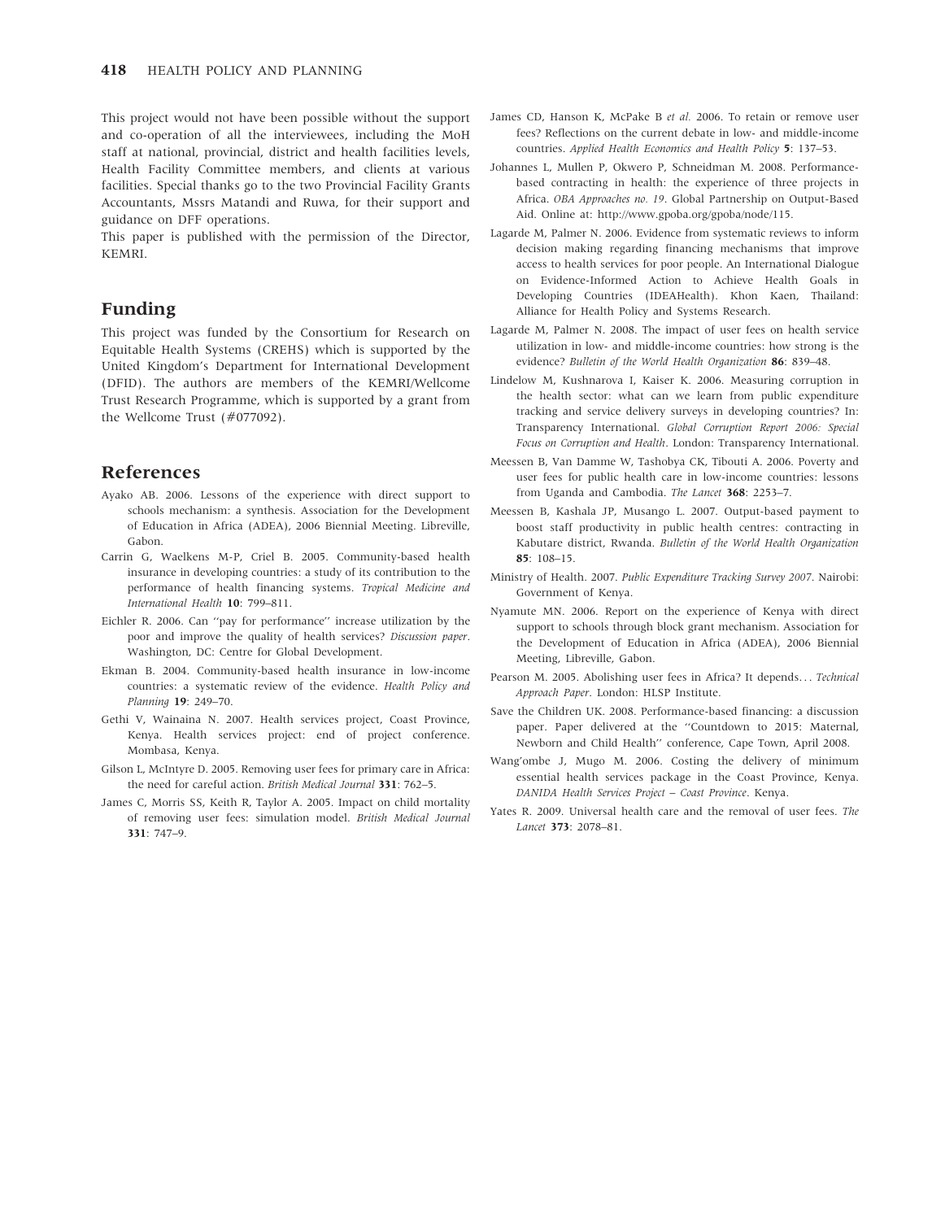This project would not have been possible without the support and co-operation of all the interviewees, including the MoH staff at national, provincial, district and health facilities levels, Health Facility Committee members, and clients at various facilities. Special thanks go to the two Provincial Facility Grants Accountants, Mssrs Matandi and Ruwa, for their support and guidance on DFF operations.

This paper is published with the permission of the Director, KEMRI.

## Funding

This project was funded by the Consortium for Research on Equitable Health Systems (CREHS) which is supported by the United Kingdom's Department for International Development (DFID). The authors are members of the KEMRI/Wellcome Trust Research Programme, which is supported by a grant from the Wellcome Trust (#077092).

## References

Ayako AB. 2006. Lessons of the experience with direct support to schools mechanism: a synthesis. Association for the Development of Education in Africa (ADEA), 2006 Biennial Meeting. Libreville, Gabon.

Carrin G, Waelkens M-P, Criel B. 2005. Community-based health insurance in developing countries: a study of its contribution to the performance of health financing systems. *Tropical Medicine and International Health* **10**: 799–811.

Eichler R. 2006. Can ''pay for performance'' increase utilization by the poor and improve the quality of health services? *Discussion paper*. Washington, DC: Centre for Global Development.

Ekman B. 2004. Community-based health insurance in low-income countries: a systematic review of the evidence. *Health Policy and Planning* **19**: 249–70.

Gethi V, Wainaina N. 2007. Health services project, Coast Province, Kenya. Health services project: end of project conference. Mombasa, Kenya.

Gilson L, McIntyre D. 2005. Removing user fees for primary care in Africa: the need for careful action. *British Medical Journal* **331**: 762–5.

James C, Morris SS, Keith R, Taylor A. 2005. Impact on child mortality of removing user fees: simulation model. *British Medical Journal* **331**: 747–9.

James CD, Hanson K, McPake B *et al.* 2006. To retain or remove user fees? Reflections on the current debate in low- and middle-income countries. *Applied Health Economics and Health Policy* **5**: 137–53.

Johannes L, Mullen P, Okwero P, Schneidman M. 2008. Performance-based contracting in health: the experience of three projects in Africa. *OBA Approaches no. 19*. Global Partnership on Output-Based Aid. Online at: http://www.gpoba.org/gpoba/node/115.

Lagarde M, Palmer N. 2006. Evidence from systematic reviews to inform decision making regarding financing mechanisms that improve access to health services for poor people. An International Dialogue on Evidence-Informed Action to Achieve Health Goals in Developing Countries (IDEAHealth). Khon Kaen, Thailand: Alliance for Health Policy and Systems Research.

Lagarde M, Palmer N. 2008. The impact of user fees on health service utilization in low- and middle-income countries: how strong is the evidence? *Bulletin of the World Health Organization* **86**: 839–48.

Lindelow M, Kushnarova I, Kaiser K. 2006. Measuring corruption in the health sector: what can we learn from public expenditure tracking and service delivery surveys in developing countries? In: Transparency International. *Global Corruption Report 2006: Special Focus on Corruption and Health*. London: Transparency International.

Meessen B, Van Damme W, Tashobya CK, Tibouti A. 2006. Poverty and user fees for public health care in low-income countries: lessons from Uganda and Cambodia. *The Lancet* **368**: 2253–7.

Meessen B, Kashala JP, Musango L. 2007. Output-based payment to boost staff productivity in public health centres: contracting in Kabutare district, Rwanda. *Bulletin of the World Health Organization* **85**: 108–15.

Ministry of Health. 2007. *Public Expenditure Tracking Survey 2007*. Nairobi: Government of Kenya.

Nyamute MN. 2006. Report on the experience of Kenya with direct support to schools through block grant mechanism. Association for the Development of Education in Africa (ADEA), 2006 Biennial Meeting, Libreville, Gabon.

Pearson M. 2005. Abolishing user fees in Africa? It depends... *Technical Approach Paper*. London: HLSP Institute.

Save the Children UK. 2008. Performance-based financing: a discussion paper. Paper delivered at the ''Countdown to 2015: Maternal, Newborn and Child Health'' conference, Cape Town, April 2008.

Wang'ombe J, Mugo M. 2006. Costing the delivery of minimum essential health services package in the Coast Province, Kenya. *DANIDA Health Services Project – Coast Province*. Kenya.

Yates R. 2009. Universal health care and the removal of user fees. *The Lancet* **373**: 2078–81.